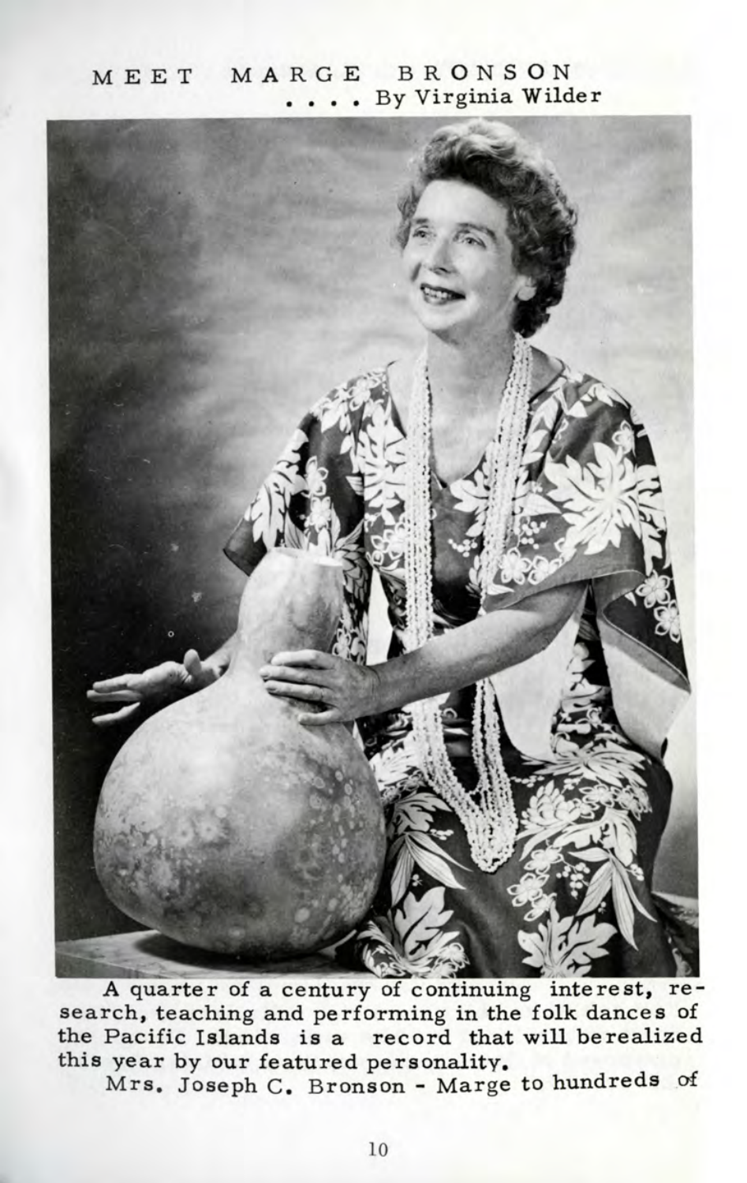# MEET MARGE BRONSON

. . . . By Virginia Wilder

A quarter of a century of continuing interest, research, teaching and performing in the folk dances of the Pacific Islands is a record that will berealized this year by our featured personality.

Mrs. Joseph C. Bronson - Marge to hundreds of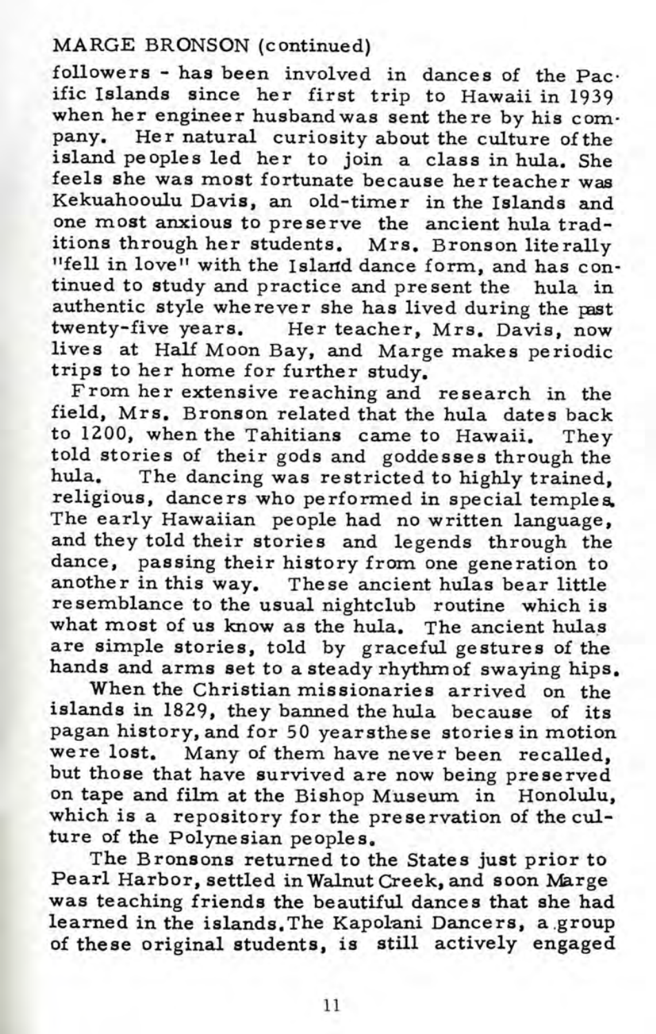MARGE BRONSON (continued)

followers - has been involved in dances of the Pacific Islands since her first trip to Hawaii in 1939 when her engineer husband was sent there by his company. Her natural curiosity about the culture of the island peoples led her to join a class in hula. She feels she was most fortunate because her teacher was Kekuahooulu Davis, an old-timer in the Islands and one most anxious to preserve the ancient hula traditions through her students. Mrs. Bronson literally "fell in love" with the Island dance form, and has continued to study and practice and present the hula in authentic style wherever she has lived during the past twenty-five years. Her teacher, Mrs. Davis, now lives at Half Moon Bay, and Marge makes periodic trips to her home for further study.

From her extensive reaching and research in the field, Mrs. Bronson related that the hula dates back to 1200, when the Tahitians came to Hawaii. They told stories of their gods and goddesses through the hula. The dancing was restricted to highly trained, religious, dancers who performed in special temples. The early Hawaiian people had no written language, and they told their stories and legends through the dance, passing their history from one generation to another in this way. These ancient hulas bear little resemblance to the usual nightclub routine which is what most of us know as the hula. The ancient hulas are simple stories, told by graceful gestures of the hands and arms set to a steady rhythm of swaying hips.

When the Christian missionaries arrived on the islands in 1829, they banned the hula because of its pagan history, and for 50 years these stories in motion were lost. Many of them have never been recalled, but those that have survived are now being preserved on tape and film at the Bishop Museum in Honolulu, which is a repository for the preservation of the culture of the Polynesian peoples.

The Bronsons returned to the States just prior to Pearl Harbor, settled in Walnut Creek, and soon Marge was teaching friends the beautiful dances that she had learned in the islands. The Kapolani Dancers, a group of these original students, is still actively engaged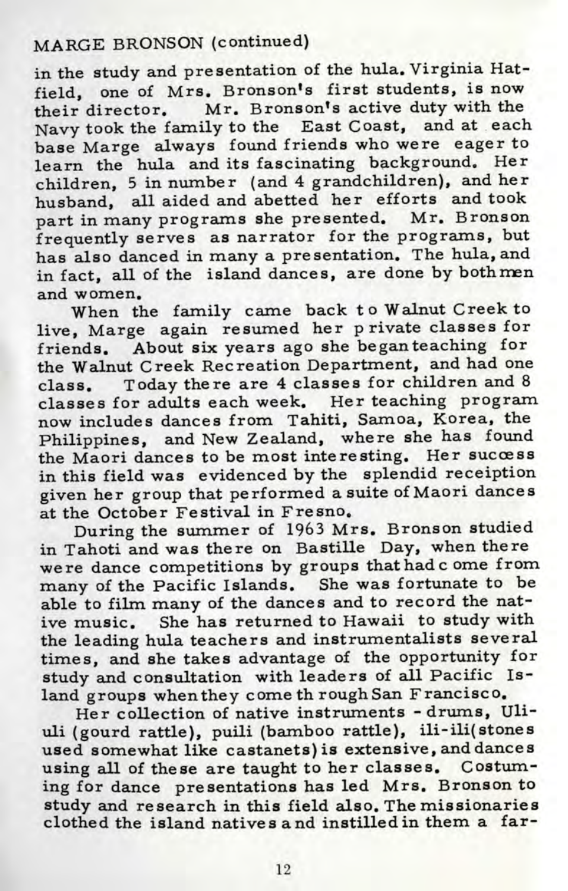MARGE BRONSON (continued)

in the study and presentation of the hula. Virginia Hatfield, one of Mrs. Bronson's first students, is now their director. Mr. Bronson's active duty with the Navy took the family to the East Coast, and at each base Marge always found friends who were eager to learn the hula and its fascinating background. Her children, 5 in number (and 4 grandchildren), and her husband, all aided and abetted her efforts and took part in many programs she presented. Mr. Bronson frequently serves as narrator for the programs, but has also danced in many a presentation. The hula, and in fact, all of the island dances, are done by both men and women.

When the family came back to Walnut Creek to live, Marge again resumed her private classes for friends. About six years ago she began teaching for the Walnut Creek Recreation Department, and had one class. Today there are 4 classes for children and 8 classes for adults each week. Her teaching program now includes dances from Tahiti, Samoa, Korea, the Philippines, and New Zealand, where she has found the Maori dances to be most interesting. Her success in this field was evidenced by the splendid receiption given her group that performed a suite of Maori dances at the October Festival in Fresno.

During the summer of 1963 Mrs. Bronson studied in Tahoti and was there on Bastille Day, when there were dance competitions by groups that had come from many of the Pacific Islands. She was fortunate to be able to film many of the dances and to record the native music. She has returned to Hawaii to study with the leading hula teachers and instrumentalists several times, and she takes advantage of the opportunity for study and consultation with leaders of all Pacific Island groups when they come through San Francisco.

Her collection of native instruments - drums, Uliuli (gourd rattle), puili (bamboo rattle), ili-ili(stones used somewhat like castanets) is extensive, and dances using all of these are taught to her classes. Costuming for dance presentations has led Mrs. Bronson to study and research in this field also. The missionaries clothed the island natives and instilled in them a far-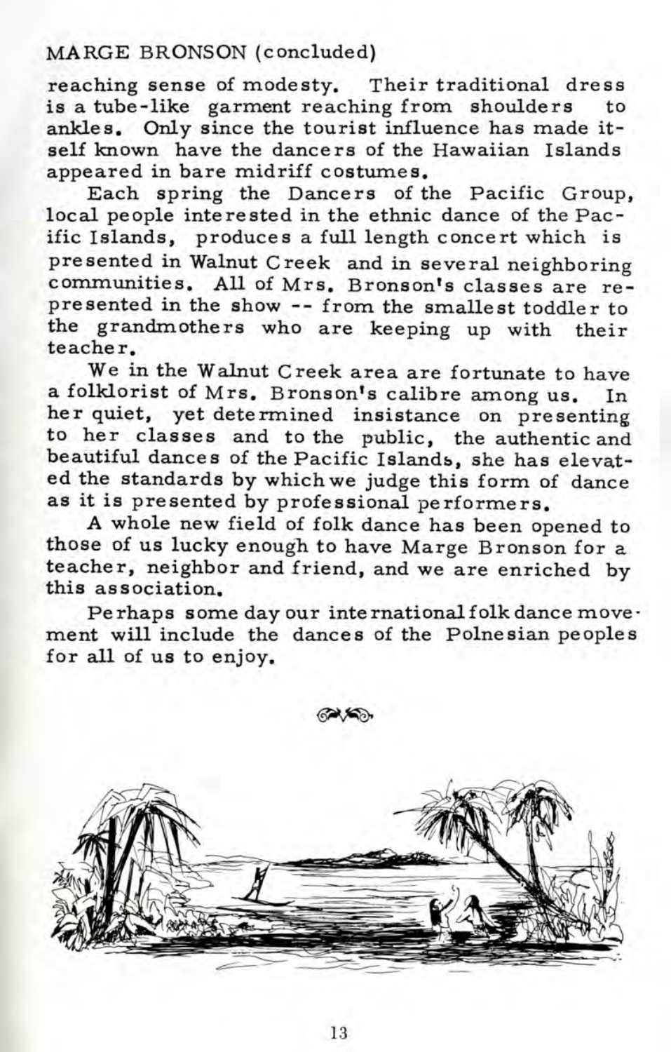MARGE BRONSON (concluded)

reaching sense of modesty. Their traditional dress is a tube-like garment reaching from shoulders to ankles. Only since the tourist influence has made itself known have the dancers of the Hawaiian Islands appeared in bare midriff costumes.

Each spring the Dancers of the Pacific Group, local people interested in the ethnic dance of the Pacific Islands, produces a full length concert which is presented in Walnut Creek and in several neighboring communities. All of Mrs. Bronson's classes are represented in the show -- from the smallest toddler to the grandmothers who are keeping up with their teacher.

We in the Walnut Creek area are fortunate to have a folklorist of Mrs. Bronson's calibre among us. In her quiet, yet determined insistance on presenting to her classes and to the public, the authentic and beautiful dances of the Pacific Islands, she has elevated the standards by which we judge this form of dance as it is presented by professional performers.

A whole new field of folk dance has been opened to those of us lucky enough to have Marge Bronson for a teacher, neighbor and friend, and we are enriched by this association.

Perhaps some day our international folk dance movement will include the dances of the Polnesian peoples for all of us to enjoy.